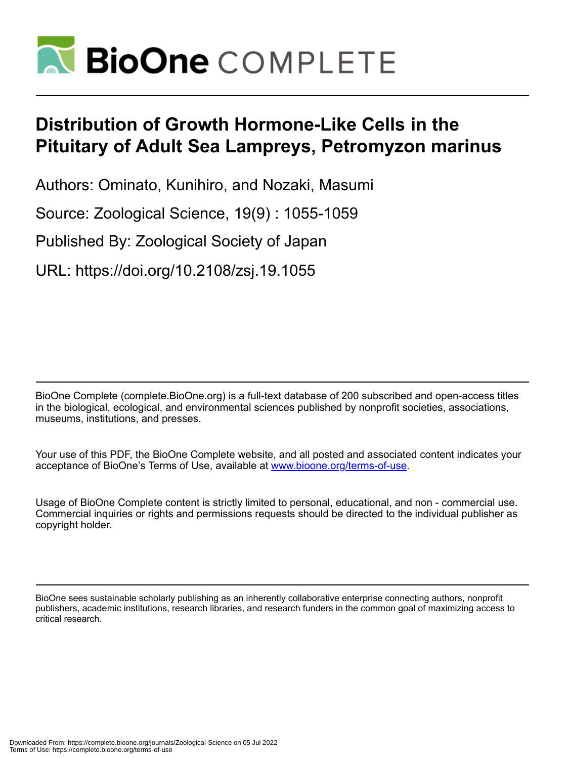# BioOne COMPLETE

# Distribution of Growth Hormone-Like Cells in the Pituitary of Adult Sea Lampreys, Petromyzon marinus

Authors: Ominato, Kunihiro, and Nozaki, Masumi

Source: Zoological Science, 19(9) : 1055-1059

Published By: Zoological Society of Japan

URL: https://doi.org/10.2108/zsj.19.1055

BioOne Complete (complete.BioOne.org) is a full-text database of 200 subscribed and open-access titles in the biological, ecological, and environmental sciences published by nonprofit societies, associations, museums, institutions, and presses.

Your use of this PDF, the BioOne Complete website, and all posted and associated content indicates your acceptance of BioOne's Terms of Use, available at www.bioone.org/terms-of-use.

Usage of BioOne Complete content is strictly limited to personal, educational, and non - commercial use. Commercial inquiries or rights and permissions requests should be directed to the individual publisher as copyright holder.

BioOne sees sustainable scholarly publishing as an inherently collaborative enterprise connecting authors, nonprofit publishers, academic institutions, research libraries, and research funders in the common goal of maximizing access to critical research.

Downloaded From: https://complete.bioone.org/journals/Zoological-Science on 05 Jul 2022
Terms of Use: https://complete.bioone.org/terms-of-use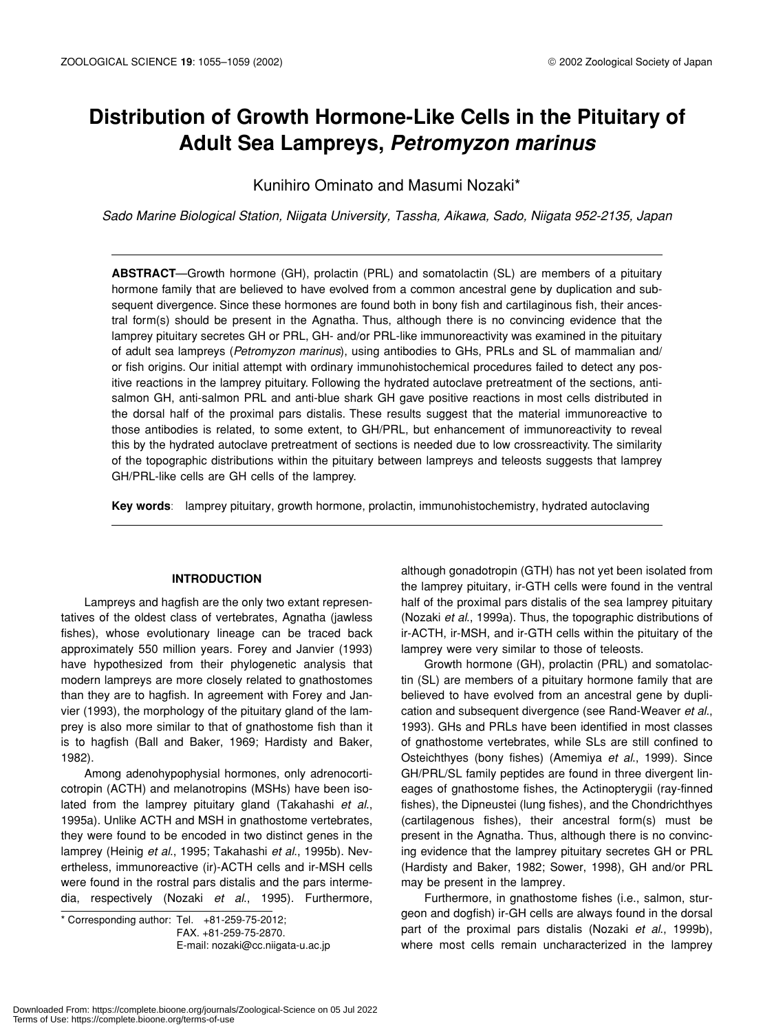# Distribution of Growth Hormone-Like Cells in the Pituitary of Adult Sea Lampreys, *Petromyzon marinus*

Kunihiro Ominato and Masumi Nozaki*

*Sado Marine Biological Station, Niigata University, Tassha, Aikawa, Sado, Niigata 952-2135, Japan*

**ABSTRACT**—Growth hormone (GH), prolactin (PRL) and somatolactin (SL) are members of a pituitary hormone family that are believed to have evolved from a common ancestral gene by duplication and subsequent divergence. Since these hormones are found both in bony fish and cartilaginous fish, their ancestral form(s) should be present in the Agnatha. Thus, although there is no convincing evidence that the lamprey pituitary secretes GH or PRL, GH- and/or PRL-like immunoreactivity was examined in the pituitary of adult sea lampreys (*Petromyzon marinus*), using antibodies to GHs, PRLs and SL of mammalian and/or fish origins. Our initial attempt with ordinary immunohistochemical procedures failed to detect any positive reactions in the lamprey pituitary. Following the hydrated autoclave pretreatment of the sections, anti-salmon GH, anti-salmon PRL and anti-blue shark GH gave positive reactions in most cells distributed in the dorsal half of the proximal pars distalis. These results suggest that the material immunoreactive to those antibodies is related, to some extent, to GH/PRL, but enhancement of immunoreactivity to reveal this by the hydrated autoclave pretreatment of sections is needed due to low crossreactivity. The similarity of the topographic distributions within the pituitary between lampreys and teleosts suggests that lamprey GH/PRL-like cells are GH cells of the lamprey.

**Key words**: lamprey pituitary, growth hormone, prolactin, immunohistochemistry, hydrated autoclaving

## INTRODUCTION

Lampreys and hagfish are the only two extant representatives of the oldest class of vertebrates, Agnatha (jawless fishes), whose evolutionary lineage can be traced back approximately 550 million years. Forey and Janvier (1993) have hypothesized from their phylogenetic analysis that modern lampreys are more closely related to gnathostomes than they are to hagfish. In agreement with Forey and Janvier (1993), the morphology of the pituitary gland of the lamprey is also more similar to that of gnathostome fish than it is to hagfish (Ball and Baker, 1969; Hardisty and Baker, 1982).

Among adenohypophysial hormones, only adrenocorticotropin (ACTH) and melanotropins (MSHs) have been isolated from the lamprey pituitary gland (Takahashi *et al*., 1995a). Unlike ACTH and MSH in gnathostome vertebrates, they were found to be encoded in two distinct genes in the lamprey (Heinig *et al*., 1995; Takahashi *et al*., 1995b). Nevertheless, immunoreactive (ir)-ACTH cells and ir-MSH cells were found in the rostral pars distalis and the pars intermedia, respectively (Nozaki *et al*., 1995). Furthermore, although gonadotropin (GTH) has not yet been isolated from the lamprey pituitary, ir-GTH cells were found in the ventral half of the proximal pars distalis of the sea lamprey pituitary (Nozaki *et al*., 1999a). Thus, the topographic distributions of ir-ACTH, ir-MSH, and ir-GTH cells within the pituitary of the lamprey were very similar to those of teleosts.

Growth hormone (GH), prolactin (PRL) and somatolactin (SL) are members of a pituitary hormone family that are believed to have evolved from an ancestral gene by duplication and subsequent divergence (see Rand-Weaver *et al*., 1993). GHs and PRLs have been identified in most classes of gnathostome vertebrates, while SLs are still confined to Osteichthyes (bony fishes) (Amemiya *et al*., 1999). Since GH/PRL/SL family peptides are found in three divergent lineages of gnathostome fishes, the Actinopterygii (ray-finned fishes), the Dipneustei (lung fishes), and the Chondrichthyes (cartilagenous fishes), their ancestral form(s) must be present in the Agnatha. Thus, although there is no convincing evidence that the lamprey pituitary secretes GH or PRL (Hardisty and Baker, 1982; Sower, 1998), GH and/or PRL may be present in the lamprey.

Furthermore, in gnathostome fishes (i.e., salmon, sturgeon and dogfish) ir-GH cells are always found in the dorsal part of the proximal pars distalis (Nozaki *et al*., 1999b), where most cells remain uncharacterized in the lamprey

\* Corresponding author: Tel. +81-259-75-2012;
FAX. +81-259-75-2870.
E-mail: nozaki@cc.niigata-u.ac.jp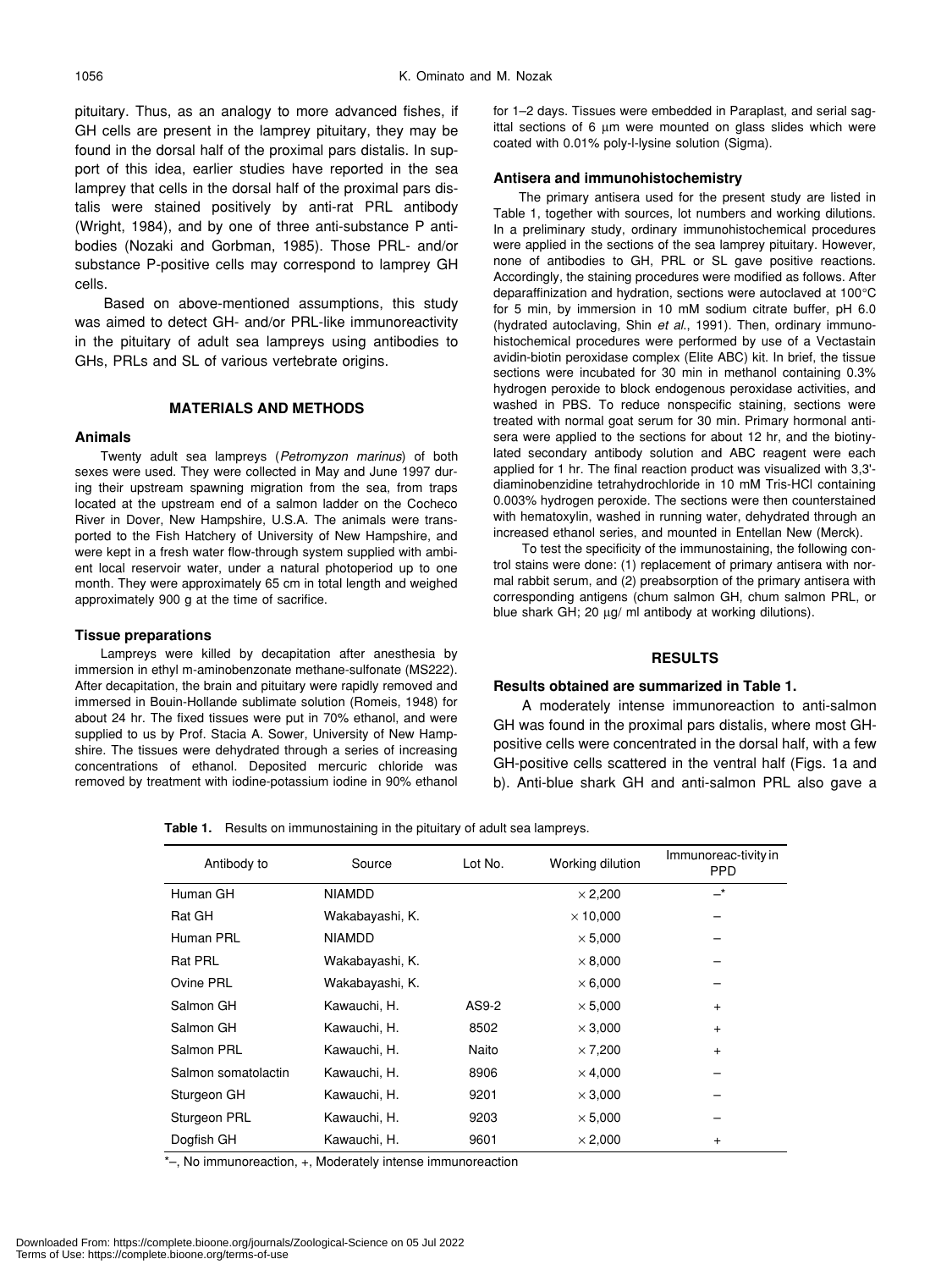pituitary. Thus, as an analogy to more advanced fishes, if GH cells are present in the lamprey pituitary, they may be found in the dorsal half of the proximal pars distalis. In support of this idea, earlier studies have reported in the sea lamprey that cells in the dorsal half of the proximal pars distalis were stained positively by anti-rat PRL antibody (Wright, 1984), and by one of three anti-substance P antibodies (Nozaki and Gorbman, 1985). Those PRL- and/or substance P-positive cells may correspond to lamprey GH cells.

Based on above-mentioned assumptions, this study was aimed to detect GH- and/or PRL-like immunoreactivity in the pituitary of adult sea lampreys using antibodies to GHs, PRLs and SL of various vertebrate origins.

## MATERIALS AND METHODS

### Animals

Twenty adult sea lampreys (*Petromyzon marinus*) of both sexes were used. They were collected in May and June 1997 during their upstream spawning migration from the sea, from traps located at the upstream end of a salmon ladder on the Cocheco River in Dover, New Hampshire, U.S.A. The animals were transported to the Fish Hatchery of University of New Hampshire, and were kept in a fresh water flow-through system supplied with ambient local reservoir water, under a natural photoperiod up to one month. They were approximately 65 cm in total length and weighed approximately 900 g at the time of sacrifice.

### Tissue preparations

Lampreys were killed by decapitation after anesthesia by immersion in ethyl m-aminobenzonate methane-sulfonate (MS222). After decapitation, the brain and pituitary were rapidly removed and immersed in Bouin-Hollande sublimate solution (Romeis, 1948) for about 24 hr. The fixed tissues were put in 70% ethanol, and were supplied to us by Prof. Stacia A. Sower, University of New Hampshire. The tissues were dehydrated through a series of increasing concentrations of ethanol. Deposited mercuric chloride was removed by treatment with iodine-potassium iodine in 90% ethanol for 1–2 days. Tissues were embedded in Paraplast, and serial sagittal sections of 6 μm were mounted on glass slides which were coated with 0.01% poly-l-lysine solution (Sigma).

### Antisera and immunohistochemistry

The primary antisera used for the present study are listed in Table 1, together with sources, lot numbers and working dilutions. In a preliminary study, ordinary immunohistochemical procedures were applied in the sections of the sea lamprey pituitary. However, none of antibodies to GH, PRL or SL gave positive reactions. Accordingly, the staining procedures were modified as follows. After deparaffinization and hydration, sections were autoclaved at 100°C for 5 min, by immersion in 10 mM sodium citrate buffer, pH 6.0 (hydrated autoclaving, Shin *et al.*, 1991). Then, ordinary immunohistochemical procedures were performed by use of a Vectastain avidin-biotin peroxidase complex (Elite ABC) kit. In brief, the tissue sections were incubated for 30 min in methanol containing 0.3% hydrogen peroxide to block endogenous peroxidase activities, and washed in PBS. To reduce nonspecific staining, sections were treated with normal goat serum for 30 min. Primary hormonal antisera were applied to the sections for about 12 hr, and the biotinylated secondary antibody solution and ABC reagent were each applied for 1 hr. The final reaction product was visualized with 3,3'-diaminobenzidine tetrahydrochloride in 10 mM Tris-HCl containing 0.003% hydrogen peroxide. The sections were then counterstained with hematoxylin, washed in running water, dehydrated through an increased ethanol series, and mounted in Entellan New (Merck).

To test the specificity of the immunostaining, the following control stains were done: (1) replacement of primary antisera with normal rabbit serum, and (2) preabsorption of the primary antisera with corresponding antigens (chum salmon GH, chum salmon PRL, or blue shark GH; 20 μg/ ml antibody at working dilutions).

## RESULTS

### Results obtained are summarized in Table 1.

A moderately intense immunoreaction to anti-salmon GH was found in the proximal pars distalis, where most GH-positive cells were concentrated in the dorsal half, with a few GH-positive cells scattered in the ventral half (Figs. 1a and b). Anti-blue shark GH and anti-salmon PRL also gave a

**Table 1.** Results on immunostaining in the pituitary of adult sea lampreys.

| Antibody to | Source | Lot No. | Working dilution | Immunoreac-tivity in PPD |
|---|---|---|---|---|
| Human GH | NIAMDD | | × 2,200 | –* |
| Rat GH | Wakabayashi, K. | | × 10,000 | – |
| Human PRL | NIAMDD | | × 5,000 | – |
| Rat PRL | Wakabayashi, K. | | × 8,000 | – |
| Ovine PRL | Wakabayashi, K. | | × 6,000 | – |
| Salmon GH | Kawauchi, H. | AS9-2 | × 5,000 | + |
| Salmon GH | Kawauchi, H. | 8502 | × 3,000 | + |
| Salmon PRL | Kawauchi, H. | Naito | × 7,200 | + |
| Salmon somatolactin | Kawauchi, H. | 8906 | × 4,000 | – |
| Sturgeon GH | Kawauchi, H. | 9201 | × 3,000 | – |
| Sturgeon PRL | Kawauchi, H. | 9203 | × 5,000 | – |
| Dogfish GH | Kawauchi, H. | 9601 | × 2,000 | + |

*–, No immunoreaction, +, Moderately intense immunoreaction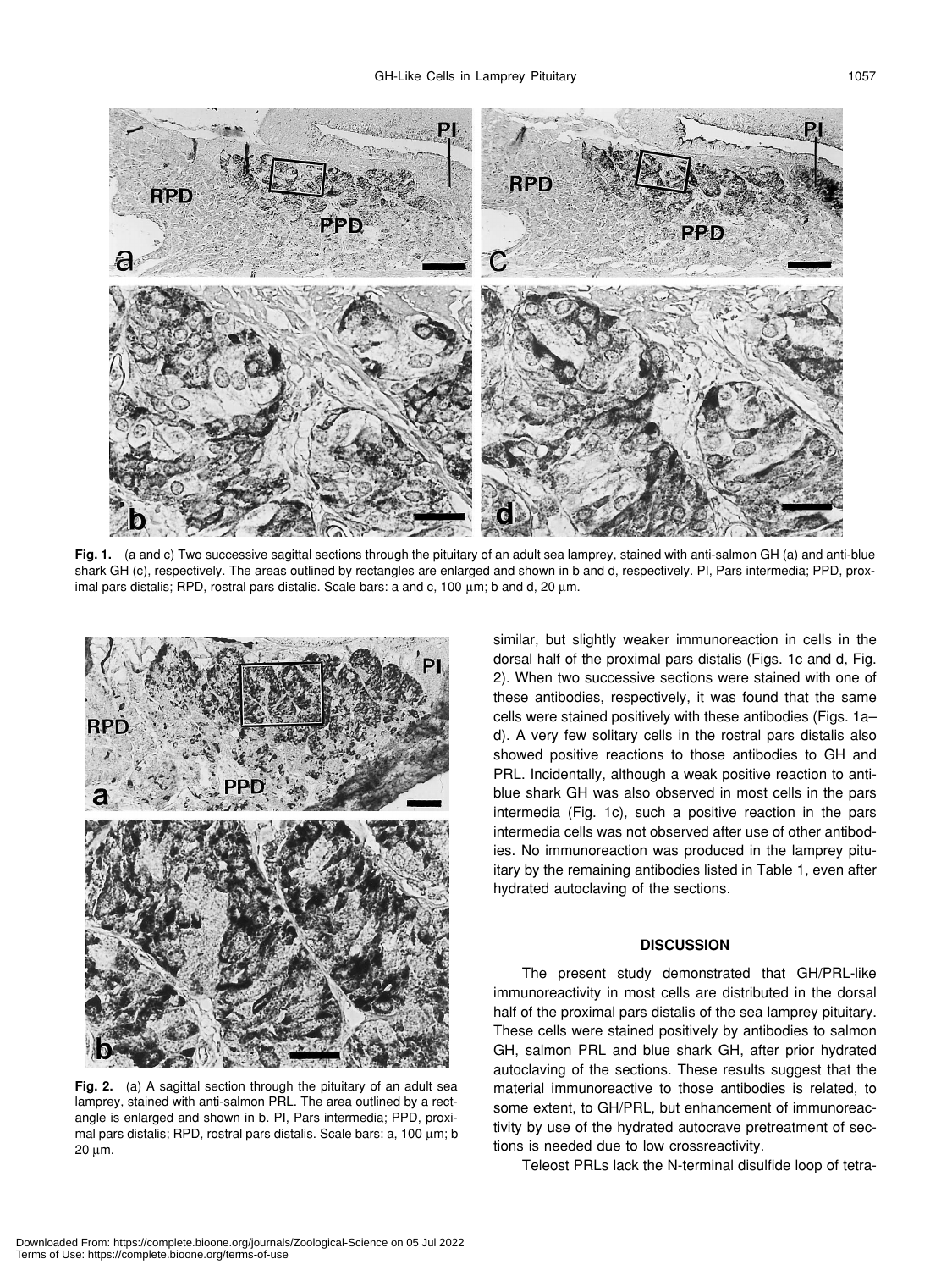**Fig. 1.** (a and c) Two successive sagittal sections through the pituitary of an adult sea lamprey, stained with anti-salmon GH (a) and anti-blue shark GH (c), respectively. The areas outlined by rectangles are enlarged and shown in b and d, respectively. PI, Pars intermedia; PPD, proximal pars distalis; RPD, rostral pars distalis. Scale bars: a and c, 100 μm; b and d, 20 μm.

**Fig. 2.** (a) A sagittal section through the pituitary of an adult sea lamprey, stained with anti-salmon PRL. The area outlined by a rectangle is enlarged and shown in b. PI, Pars intermedia; PPD, proximal pars distalis; RPD, rostral pars distalis. Scale bars: a, 100 μm; b 20 μm.

similar, but slightly weaker immunoreaction in cells in the dorsal half of the proximal pars distalis (Figs. 1c and d, Fig. 2). When two successive sections were stained with one of these antibodies, respectively, it was found that the same cells were stained positively with these antibodies (Figs. 1a–d). A very few solitary cells in the rostral pars distalis also showed positive reactions to those antibodies to GH and PRL. Incidentally, although a weak positive reaction to anti-blue shark GH was also observed in most cells in the pars intermedia (Fig. 1c), such a positive reaction in the pars intermedia cells was not observed after use of other antibodies. No immunoreaction was produced in the lamprey pituitary by the remaining antibodies listed in Table 1, even after hydrated autoclaving of the sections.

## DISCUSSION

The present study demonstrated that GH/PRL-like immunoreactivity in most cells are distributed in the dorsal half of the proximal pars distalis of the sea lamprey pituitary. These cells were stained positively by antibodies to salmon GH, salmon PRL and blue shark GH, after prior hydrated autoclaving of the sections. These results suggest that the material immunoreactive to those antibodies is related, to some extent, to GH/PRL, but enhancement of immunoreactivity by use of the hydrated autocrave pretreatment of sections is needed due to low crossreactivity.

Teleost PRLs lack the N-terminal disulfide loop of tetra-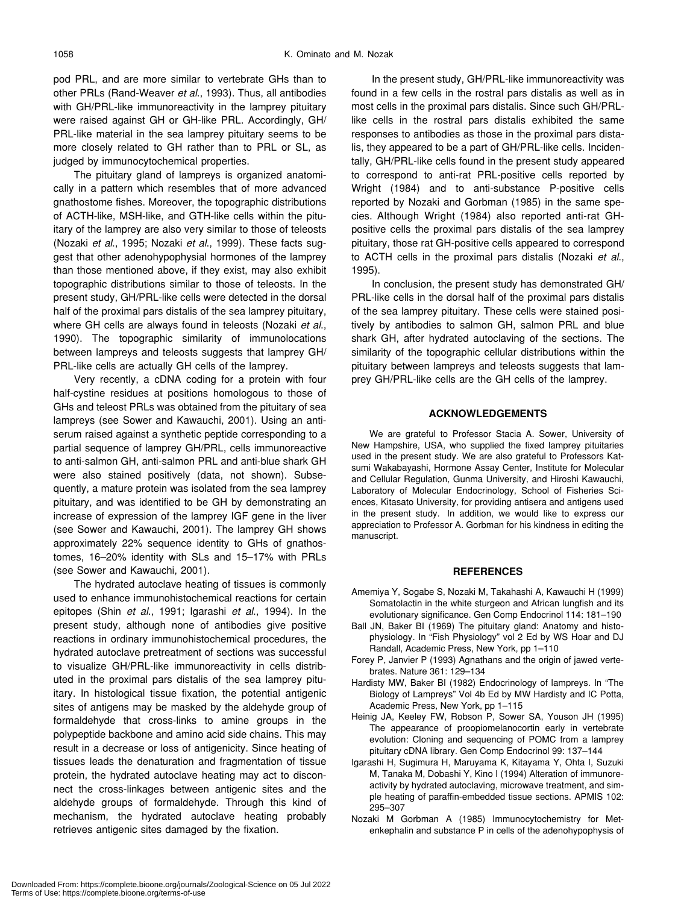pod PRL, and are more similar to vertebrate GHs than to other PRLs (Rand-Weaver *et al*., 1993). Thus, all antibodies with GH/PRL-like immunoreactivity in the lamprey pituitary were raised against GH or GH-like PRL. Accordingly, GH/PRL-like material in the sea lamprey pituitary seems to be more closely related to GH rather than to PRL or SL, as judged by immunocytochemical properties.

The pituitary gland of lampreys is organized anatomically in a pattern which resembles that of more advanced gnathostome fishes. Moreover, the topographic distributions of ACTH-like, MSH-like, and GTH-like cells within the pituitary of the lamprey are also very similar to those of teleosts (Nozaki *et al*., 1995; Nozaki *et al*., 1999). These facts suggest that other adenohypophysial hormones of the lamprey than those mentioned above, if they exist, may also exhibit topographic distributions similar to those of teleosts. In the present study, GH/PRL-like cells were detected in the dorsal half of the proximal pars distalis of the sea lamprey pituitary, where GH cells are always found in teleosts (Nozaki *et al*., 1990). The topographic similarity of immunolocations between lampreys and teleosts suggests that lamprey GH/PRL-like cells are actually GH cells of the lamprey.

Very recently, a cDNA coding for a protein with four half-cystine residues at positions homologous to those of GHs and teleost PRLs was obtained from the pituitary of sea lampreys (see Sower and Kawauchi, 2001). Using an antiserum raised against a synthetic peptide corresponding to a partial sequence of lamprey GH/PRL, cells immunoreactive to anti-salmon GH, anti-salmon PRL and anti-blue shark GH were also stained positively (data, not shown). Subsequently, a mature protein was isolated from the sea lamprey pituitary, and was identified to be GH by demonstrating an increase of expression of the lamprey IGF gene in the liver (see Sower and Kawauchi, 2001). The lamprey GH shows approximately 22% sequence identity to GHs of gnathostomes, 16–20% identity with SLs and 15–17% with PRLs (see Sower and Kawauchi, 2001).

The hydrated autoclave heating of tissues is commonly used to enhance immunohistochemical reactions for certain epitopes (Shin *et al*., 1991; Igarashi *et al*., 1994). In the present study, although none of antibodies give positive reactions in ordinary immunohistochemical procedures, the hydrated autoclave pretreatment of sections was successful to visualize GH/PRL-like immunoreactivity in cells distributed in the proximal pars distalis of the sea lamprey pituitary. In histological tissue fixation, the potential antigenic sites of antigens may be masked by the aldehyde group of formaldehyde that cross-links to amine groups in the polypeptide backbone and amino acid side chains. This may result in a decrease or loss of antigenicity. Since heating of tissues leads the denaturation and fragmentation of tissue protein, the hydrated autoclave heating may act to disconnect the cross-linkages between antigenic sites and the aldehyde groups of formaldehyde. Through this kind of mechanism, the hydrated autoclave heating probably retrieves antigenic sites damaged by the fixation.

In the present study, GH/PRL-like immunoreactivity was found in a few cells in the rostral pars distalis as well as in most cells in the proximal pars distalis. Since such GH/PRL-like cells in the rostral pars distalis exhibited the same responses to antibodies as those in the proximal pars distalis, they appeared to be a part of GH/PRL-like cells. Incidentally, GH/PRL-like cells found in the present study appeared to correspond to anti-rat PRL-positive cells reported by Wright (1984) and to anti-substance P-positive cells reported by Nozaki and Gorbman (1985) in the same species. Although Wright (1984) also reported anti-rat GH-positive cells the proximal pars distalis of the sea lamprey pituitary, those rat GH-positive cells appeared to correspond to ACTH cells in the proximal pars distalis (Nozaki *et al*., 1995).

In conclusion, the present study has demonstrated GH/PRL-like cells in the dorsal half of the proximal pars distalis of the sea lamprey pituitary. These cells were stained positively by antibodies to salmon GH, salmon PRL and blue shark GH, after hydrated autoclaving of the sections. The similarity of the topographic cellular distributions within the pituitary between lampreys and teleosts suggests that lamprey GH/PRL-like cells are the GH cells of the lamprey.

## ACKNOWLEDGEMENTS

We are grateful to Professor Stacia A. Sower, University of New Hampshire, USA, who supplied the fixed lamprey pituitaries used in the present study. We are also grateful to Professors Katsumi Wakabayashi, Hormone Assay Center, Institute for Molecular and Cellular Regulation, Gunma University, and Hiroshi Kawauchi, Laboratory of Molecular Endocrinology, School of Fisheries Sciences, Kitasato University, for providing antisera and antigens used in the present study. In addition, we would like to express our appreciation to Professor A. Gorbman for his kindness in editing the manuscript.

## REFERENCES

Amemiya Y, Sogabe S, Nozaki M, Takahashi A, Kawauchi H (1999) Somatolactin in the white sturgeon and African lungfish and its evolutionary significance. Gen Comp Endocrinol 114: 181–190

Ball JN, Baker BI (1969) The pituitary gland: Anatomy and histophysiology. In "Fish Physiology" vol 2 Ed by WS Hoar and DJ Randall, Academic Press, New York, pp 1–110

Forey P, Janvier P (1993) Agnathans and the origin of jawed vertebrates. Nature 361: 129–134

Hardisty MW, Baker BI (1982) Endocrinology of lampreys. In "The Biology of Lampreys" Vol 4b Ed by MW Hardisty and IC Potta, Academic Press, New York, pp 1–115

Heinig JA, Keeley FW, Robson P, Sower SA, Youson JH (1995) The appearance of proopiomelanocortin early in vertebrate evolution: Cloning and sequencing of POMC from a lamprey pituitary cDNA library. Gen Comp Endocrinol 99: 137–144

Igarashi H, Sugimura H, Maruyama K, Kitayama Y, Ohta I, Suzuki M, Tanaka M, Dobashi Y, Kino I (1994) Alteration of immunoreactivity by hydrated autoclaving, microwave treatment, and simple heating of paraffin-embedded tissue sections. APMIS 102: 295–307

Nozaki M Gorbman A (1985) Immunocytochemistry for Met-enkephalin and substance P in cells of the adenohypophysis of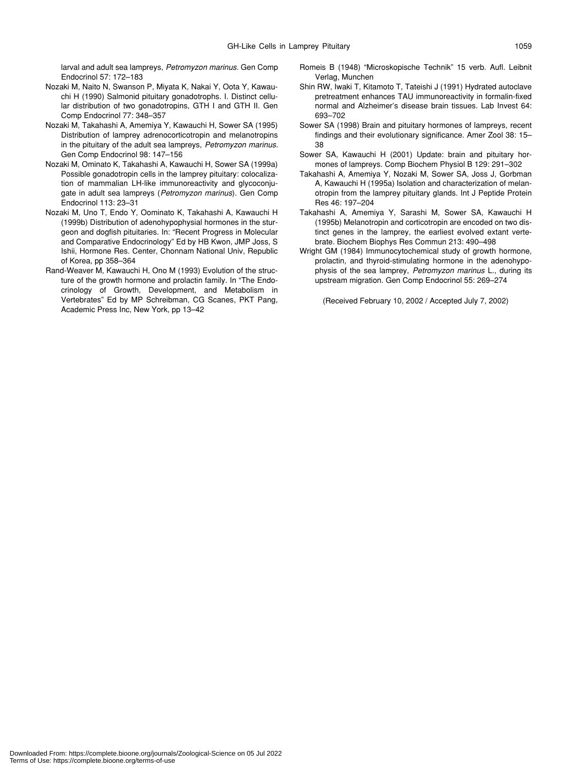larval and adult sea lampreys, *Petromyzon marinus*. Gen Comp Endocrinol 57: 172–183

Nozaki M, Naito N, Swanson P, Miyata K, Nakai Y, Oota Y, Kawauchi H (1990) Salmonid pituitary gonadotrophs. I. Distinct cellular distribution of two gonadotropins, GTH I and GTH II. Gen Comp Endocrinol 77: 348–357

Nozaki M, Takahashi A, Amemiya Y, Kawauchi H, Sower SA (1995) Distribution of lamprey adrenocorticotropin and melanotropins in the pituitary of the adult sea lampreys, *Petromyzon marinus*. Gen Comp Endocrinol 98: 147–156

Nozaki M, Ominato K, Takahashi A, Kawauchi H, Sower SA (1999a) Possible gonadotropin cells in the lamprey pituitary: colocalization of mammalian LH-like immunoreactivity and glycoconjugate in adult sea lampreys (*Petromyzon marinus*). Gen Comp Endocrinol 113: 23–31

Nozaki M, Uno T, Endo Y, Oominato K, Takahashi A, Kawauchi H (1999b) Distribution of adenohypophysial hormones in the sturgeon and dogfish pituitaries. In: "Recent Progress in Molecular and Comparative Endocrinology" Ed by HB Kwon, JMP Joss, S Ishii, Hormone Res. Center, Chonnam National Univ, Republic of Korea, pp 358–364

Rand-Weaver M, Kawauchi H, Ono M (1993) Evolution of the structure of the growth hormone and prolactin family. In "The Endocrinology of Growth, Development, and Metabolism in Vertebrates" Ed by MP Schreibman, CG Scanes, PKT Pang, Academic Press Inc, New York, pp 13–42

Romeis B (1948) "Microskopische Technik" 15 verb. Aufl. Leibnit Verlag, Munchen

Shin RW, Iwaki T, Kitamoto T, Tateishi J (1991) Hydrated autoclave pretreatment enhances TAU immunoreactivity in formalin-fixed normal and Alzheimer's disease brain tissues. Lab Invest 64: 693–702

Sower SA (1998) Brain and pituitary hormones of lampreys, recent findings and their evolutionary significance. Amer Zool 38: 15–38

Sower SA, Kawauchi H (2001) Update: brain and pituitary hormones of lampreys. Comp Biochem Physiol B 129: 291–302

Takahashi A, Amemiya Y, Nozaki M, Sower SA, Joss J, Gorbman A, Kawauchi H (1995a) Isolation and characterization of melanotropin from the lamprey pituitary glands. Int J Peptide Protein Res 46: 197–204

Takahashi A, Amemiya Y, Sarashi M, Sower SA, Kawauchi H (1995b) Melanotropin and corticotropin are encoded on two distinct genes in the lamprey, the earliest evolved extant vertebrate. Biochem Biophys Res Commun 213: 490–498

Wright GM (1984) Immunocytochemical study of growth hormone, prolactin, and thyroid-stimulating hormone in the adenohypophysis of the sea lamprey, *Petromyzon marinus* L., during its upstream migration. Gen Comp Endocrinol 55: 269–274

(Received February 10, 2002 / Accepted July 7, 2002)